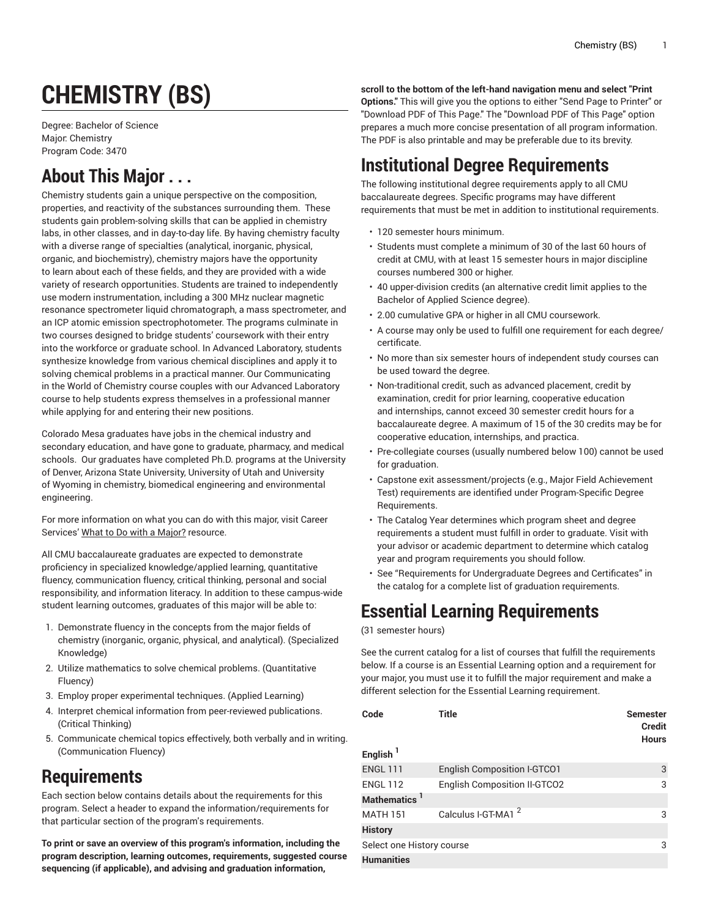# CHEMISTRY (BS)

Degree: Bachelor of Science
Major: Chemistry
Program Code: 3470

## About This Major . . .

Chemistry students gain a unique perspective on the composition, properties, and reactivity of the substances surrounding them. These students gain problem-solving skills that can be applied in chemistry labs, in other classes, and in day-to-day life. By having chemistry faculty with a diverse range of specialties (analytical, inorganic, physical, organic, and biochemistry), chemistry majors have the opportunity to learn about each of these fields, and they are provided with a wide variety of research opportunities. Students are trained to independently use modern instrumentation, including a 300 MHz nuclear magnetic resonance spectrometer liquid chromatograph, a mass spectrometer, and an ICP atomic emission spectrophotometer. The programs culminate in two courses designed to bridge students' coursework with their entry into the workforce or graduate school. In Advanced Laboratory, students synthesize knowledge from various chemical disciplines and apply it to solving chemical problems in a practical manner. Our Communicating in the World of Chemistry course couples with our Advanced Laboratory course to help students express themselves in a professional manner while applying for and entering their new positions.

Colorado Mesa graduates have jobs in the chemical industry and secondary education, and have gone to graduate, pharmacy, and medical schools. Our graduates have completed Ph.D. programs at the University of Denver, Arizona State University, University of Utah and University of Wyoming in chemistry, biomedical engineering and environmental engineering.

For more information on what you can do with this major, visit Career Services' What to Do with a Major? resource.

All CMU baccalaureate graduates are expected to demonstrate proficiency in specialized knowledge/applied learning, quantitative fluency, communication fluency, critical thinking, personal and social responsibility, and information literacy. In addition to these campus-wide student learning outcomes, graduates of this major will be able to:

1. Demonstrate fluency in the concepts from the major fields of chemistry (inorganic, organic, physical, and analytical). (Specialized Knowledge)
2. Utilize mathematics to solve chemical problems. (Quantitative Fluency)
3. Employ proper experimental techniques. (Applied Learning)
4. Interpret chemical information from peer-reviewed publications. (Critical Thinking)
5. Communicate chemical topics effectively, both verbally and in writing. (Communication Fluency)

## Requirements

Each section below contains details about the requirements for this program. Select a header to expand the information/requirements for that particular section of the program's requirements.

**To print or save an overview of this program's information, including the program description, learning outcomes, requirements, suggested course sequencing (if applicable), and advising and graduation information, scroll to the bottom of the left-hand navigation menu and select "Print Options."** This will give you the options to either "Send Page to Printer" or "Download PDF of This Page." The "Download PDF of This Page" option prepares a much more concise presentation of all program information. The PDF is also printable and may be preferable due to its brevity.

## Institutional Degree Requirements

The following institutional degree requirements apply to all CMU baccalaureate degrees. Specific programs may have different requirements that must be met in addition to institutional requirements.

- 120 semester hours minimum.
- Students must complete a minimum of 30 of the last 60 hours of credit at CMU, with at least 15 semester hours in major discipline courses numbered 300 or higher.
- 40 upper-division credits (an alternative credit limit applies to the Bachelor of Applied Science degree).
- 2.00 cumulative GPA or higher in all CMU coursework.
- A course may only be used to fulfill one requirement for each degree/certificate.
- No more than six semester hours of independent study courses can be used toward the degree.
- Non-traditional credit, such as advanced placement, credit by examination, credit for prior learning, cooperative education and internships, cannot exceed 30 semester credit hours for a baccalaureate degree. A maximum of 15 of the 30 credits may be for cooperative education, internships, and practica.
- Pre-collegiate courses (usually numbered below 100) cannot be used for graduation.
- Capstone exit assessment/projects (e.g., Major Field Achievement Test) requirements are identified under Program-Specific Degree Requirements.
- The Catalog Year determines which program sheet and degree requirements a student must fulfill in order to graduate. Visit with your advisor or academic department to determine which catalog year and program requirements you should follow.
- See "Requirements for Undergraduate Degrees and Certificates" in the catalog for a complete list of graduation requirements.

## Essential Learning Requirements

(31 semester hours)

See the current catalog for a list of courses that fulfill the requirements below. If a course is an Essential Learning option and a requirement for your major, you must use it to fulfill the major requirement and make a different selection for the Essential Learning requirement.

| Code | Title | Semester Credit Hours |
|---|---|---|
| **English** [1] | | |
| ENGL 111 | English Composition I-GTCO1 | 3 |
| ENGL 112 | English Composition II-GTCO2 | 3 |
| **Mathematics** [1] | | |
| MATH 151 | Calculus I-GT-MA1 [2] | 3 |
| **History** | | |
| Select one History course | | 3 |
| **Humanities** | | |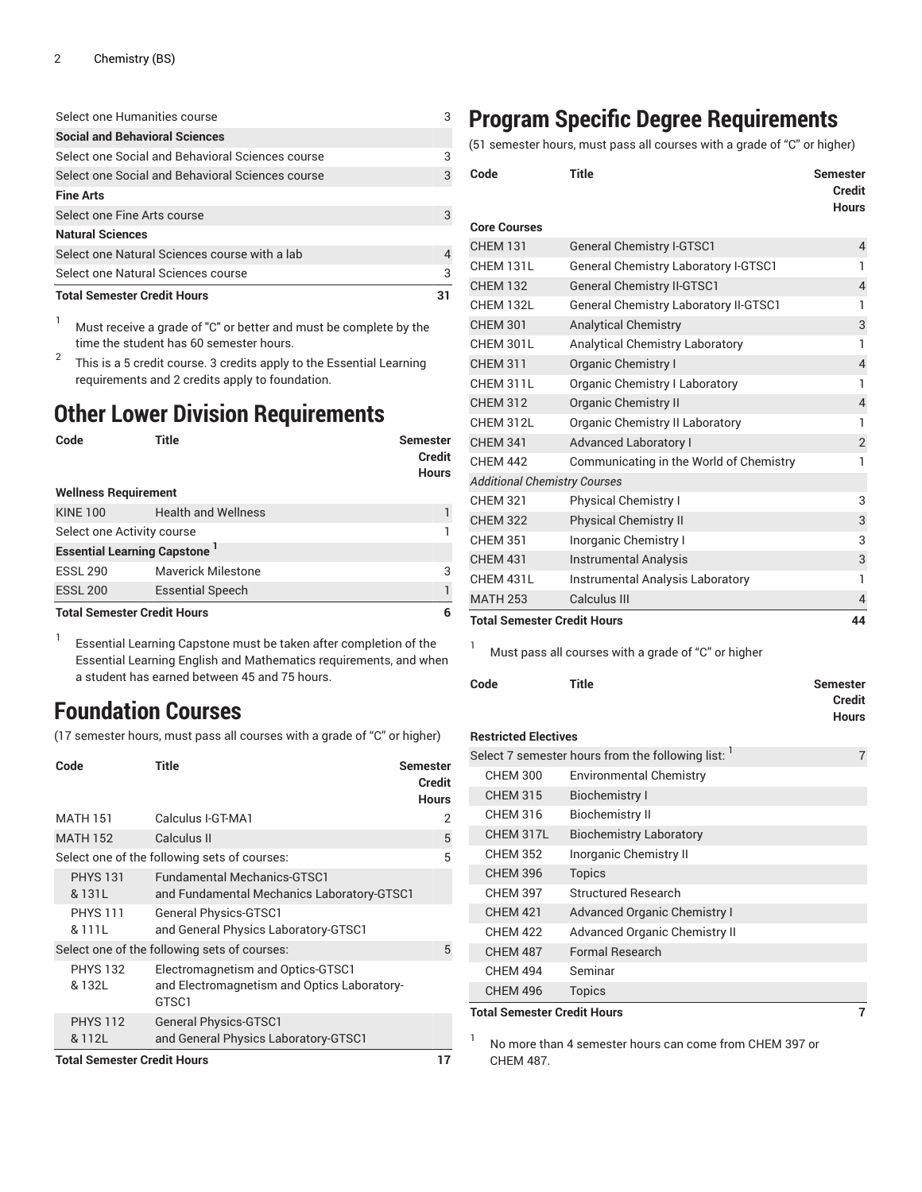| | | |
|---|---|---|
| Select one Humanities course | | 3 |
| **Social and Behavioral Sciences** | | |
| Select one Social and Behavioral Sciences course | | 3 |
| Select one Social and Behavioral Sciences course | | 3 |
| **Fine Arts** | | |
| Select one Fine Arts course | | 3 |
| **Natural Sciences** | | |
| Select one Natural Sciences course with a lab | | 4 |
| Select one Natural Sciences course | | 3 |
| **Total Semester Credit Hours** | | **31** |

1. Must receive a grade of "C" or better and must be complete by the time the student has 60 semester hours.
2. This is a 5 credit course. 3 credits apply to the Essential Learning requirements and 2 credits apply to foundation.

# Other Lower Division Requirements

| Code | Title | Semester Credit Hours |
|---|---|---|
| **Wellness Requirement** | | |
| KINE 100 | Health and Wellness | 1 |
| Select one Activity course | | 1 |
| **Essential Learning Capstone** [1] | | |
| ESSL 290 | Maverick Milestone | 3 |
| ESSL 200 | Essential Speech | 1 |
| **Total Semester Credit Hours** | | **6** |

1. Essential Learning Capstone must be taken after completion of the Essential Learning English and Mathematics requirements, and when a student has earned between 45 and 75 hours.

# Foundation Courses

(17 semester hours, must pass all courses with a grade of "C" or higher)

| Code | Title | Semester Credit Hours |
|---|---|---|
| MATH 151 | Calculus I-GT-MA1 | 2 |
| MATH 152 | Calculus II | 5 |
| Select one of the following sets of courses: | | 5 |
| PHYS 131 & 131L | Fundamental Mechanics-GTSC1 and Fundamental Mechanics Laboratory-GTSC1 | |
| PHYS 111 & 111L | General Physics-GTSC1 and General Physics Laboratory-GTSC1 | |
| Select one of the following sets of courses: | | 5 |
| PHYS 132 & 132L | Electromagnetism and Optics-GTSC1 and Electromagnetism and Optics Laboratory-GTSC1 | |
| PHYS 112 & 112L | General Physics-GTSC1 and General Physics Laboratory-GTSC1 | |
| **Total Semester Credit Hours** | | **17** |

# Program Specific Degree Requirements

(51 semester hours, must pass all courses with a grade of "C" or higher)

| Code | Title | Semester Credit Hours |
|---|---|---|
| **Core Courses** | | |
| CHEM 131 | General Chemistry I-GTSC1 | 4 |
| CHEM 131L | General Chemistry Laboratory I-GTSC1 | 1 |
| CHEM 132 | General Chemistry II-GTSC1 | 4 |
| CHEM 132L | General Chemistry Laboratory II-GTSC1 | 1 |
| CHEM 301 | Analytical Chemistry | 3 |
| CHEM 301L | Analytical Chemistry Laboratory | 1 |
| CHEM 311 | Organic Chemistry I | 4 |
| CHEM 311L | Organic Chemistry I Laboratory | 1 |
| CHEM 312 | Organic Chemistry II | 4 |
| CHEM 312L | Organic Chemistry II Laboratory | 1 |
| CHEM 341 | Advanced Laboratory I | 2 |
| CHEM 442 | Communicating in the World of Chemistry | 1 |
| *Additional Chemistry Courses* | | |
| CHEM 321 | Physical Chemistry I | 3 |
| CHEM 322 | Physical Chemistry II | 3 |
| CHEM 351 | Inorganic Chemistry I | 3 |
| CHEM 431 | Instrumental Analysis | 3 |
| CHEM 431L | Instrumental Analysis Laboratory | 1 |
| MATH 253 | Calculus III | 4 |
| **Total Semester Credit Hours** | | **44** |

1. Must pass all courses with a grade of "C" or higher

| Code | Title | Semester Credit Hours |
|---|---|---|
| **Restricted Electives** | | |
| Select 7 semester hours from the following list: [1] | | 7 |
| CHEM 300 | Environmental Chemistry | |
| CHEM 315 | Biochemistry I | |
| CHEM 316 | Biochemistry II | |
| CHEM 317L | Biochemistry Laboratory | |
| CHEM 352 | Inorganic Chemistry II | |
| CHEM 396 | Topics | |
| CHEM 397 | Structured Research | |
| CHEM 421 | Advanced Organic Chemistry I | |
| CHEM 422 | Advanced Organic Chemistry II | |
| CHEM 487 | Formal Research | |
| CHEM 494 | Seminar | |
| CHEM 496 | Topics | |
| **Total Semester Credit Hours** | | **7** |

1. No more than 4 semester hours can come from CHEM 397 or CHEM 487.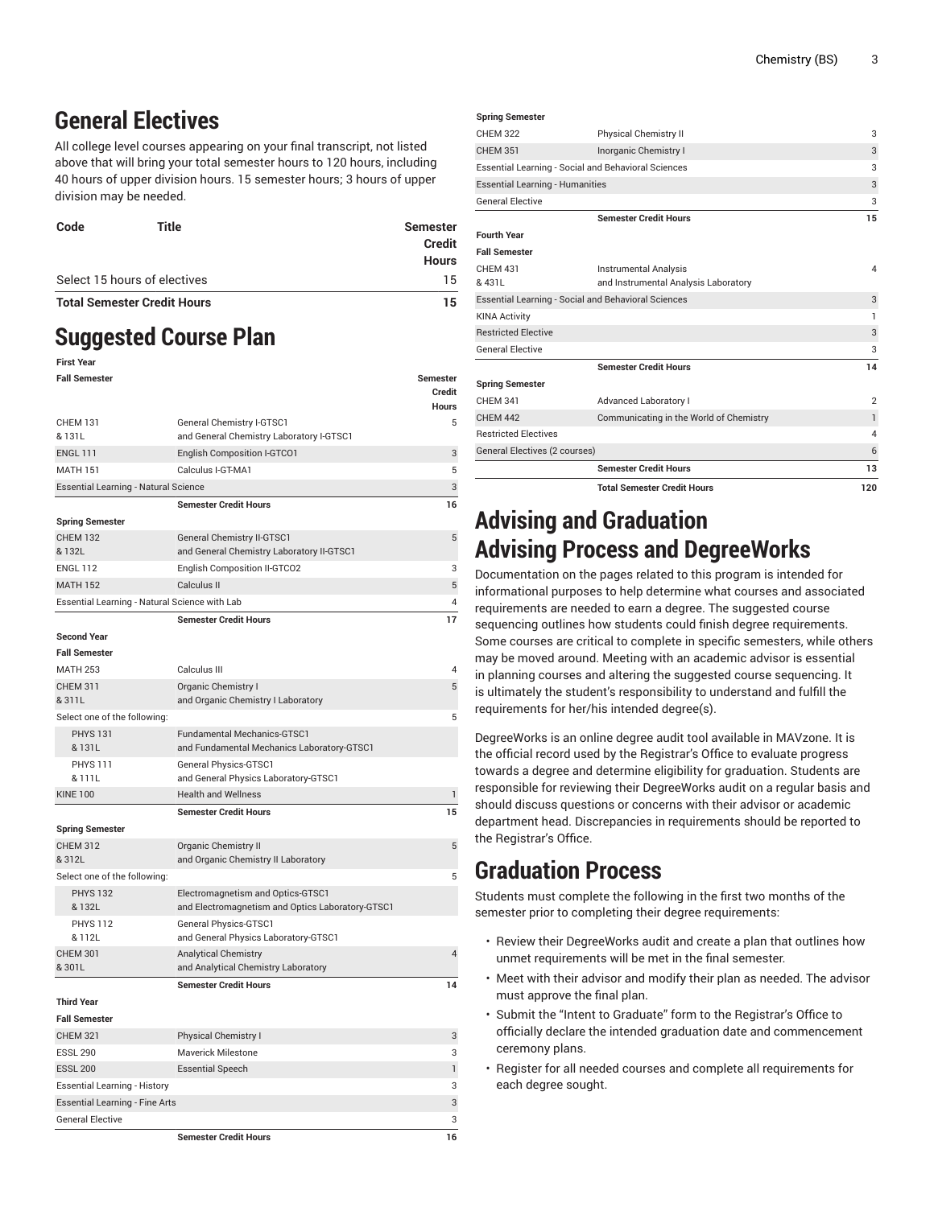## General Electives

All college level courses appearing on your final transcript, not listed above that will bring your total semester hours to 120 hours, including 40 hours of upper division hours. 15 semester hours; 3 hours of upper division may be needed.

| Code | Title | Semester Credit Hours |
|---|---|---|
| Select 15 hours of electives | | 15 |
| **Total Semester Credit Hours** | | **15** |

## Suggested Course Plan

| First Year | | |
|---|---|---|
| **Fall Semester** | | **Semester Credit Hours** |
| CHEM 131 & 131L | General Chemistry I-GTSC1 and General Chemistry Laboratory I-GTSC1 | 5 |
| ENGL 111 | English Composition I-GTCO1 | 3 |
| MATH 151 | Calculus I-GT-MA1 | 5 |
| Essential Learning - Natural Science | | 3 |
| | **Semester Credit Hours** | **16** |
| **Spring Semester** | | |
| CHEM 132 & 132L | General Chemistry II-GTSC1 and General Chemistry Laboratory II-GTSC1 | 5 |
| ENGL 112 | English Composition II-GTCO2 | 3 |
| MATH 152 | Calculus II | 5 |
| Essential Learning - Natural Science with Lab | | 4 |
| | **Semester Credit Hours** | **17** |
| **Second Year** | | |
| **Fall Semester** | | |
| MATH 253 | Calculus III | 4 |
| CHEM 311 & 311L | Organic Chemistry I and Organic Chemistry I Laboratory | 5 |
| Select one of the following: | | 5 |
| PHYS 131 & 131L | Fundamental Mechanics-GTSC1 and Fundamental Mechanics Laboratory-GTSC1 | |
| PHYS 111 & 111L | General Physics-GTSC1 and General Physics Laboratory-GTSC1 | |
| KINE 100 | Health and Wellness | 1 |
| | **Semester Credit Hours** | **15** |
| **Spring Semester** | | |
| CHEM 312 & 312L | Organic Chemistry II and Organic Chemistry II Laboratory | 5 |
| Select one of the following: | | 5 |
| PHYS 132 & 132L | Electromagnetism and Optics-GTSC1 and Electromagnetism and Optics Laboratory-GTSC1 | |
| PHYS 112 & 112L | General Physics-GTSC1 and General Physics Laboratory-GTSC1 | |
| CHEM 301 & 301L | Analytical Chemistry and Analytical Chemistry Laboratory | 4 |
| | **Semester Credit Hours** | **14** |
| **Third Year** | | |
| **Fall Semester** | | |
| CHEM 321 | Physical Chemistry I | 3 |
| ESSL 290 | Maverick Milestone | 3 |
| ESSL 200 | Essential Speech | 1 |
| Essential Learning - History | | 3 |
| Essential Learning - Fine Arts | | 3 |
| General Elective | | 3 |
| | **Semester Credit Hours** | **16** |
| **Spring Semester** | | |
| CHEM 322 | Physical Chemistry II | 3 |
| CHEM 351 | Inorganic Chemistry I | 3 |
| Essential Learning - Social and Behavioral Sciences | | 3 |
| Essential Learning - Humanities | | 3 |
| General Elective | | 3 |
| | **Semester Credit Hours** | **15** |
| **Fourth Year** | | |
| **Fall Semester** | | |
| CHEM 431 & 431L | Instrumental Analysis and Instrumental Analysis Laboratory | 4 |
| Essential Learning - Social and Behavioral Sciences | | 3 |
| KINA Activity | | 1 |
| Restricted Elective | | 3 |
| General Elective | | 3 |
| | **Semester Credit Hours** | **14** |
| **Spring Semester** | | |
| CHEM 341 | Advanced Laboratory I | 2 |
| CHEM 442 | Communicating in the World of Chemistry | 1 |
| Restricted Electives | | 4 |
| General Electives (2 courses) | | 6 |
| | **Semester Credit Hours** | **13** |
| | **Total Semester Credit Hours** | **120** |

## Advising and Graduation

## Advising Process and DegreeWorks

Documentation on the pages related to this program is intended for informational purposes to help determine what courses and associated requirements are needed to earn a degree. The suggested course sequencing outlines how students could finish degree requirements. Some courses are critical to complete in specific semesters, while others may be moved around. Meeting with an academic advisor is essential in planning courses and altering the suggested course sequencing. It is ultimately the student's responsibility to understand and fulfill the requirements for her/his intended degree(s).

DegreeWorks is an online degree audit tool available in MAVzone. It is the official record used by the Registrar's Office to evaluate progress towards a degree and determine eligibility for graduation. Students are responsible for reviewing their DegreeWorks audit on a regular basis and should discuss questions or concerns with their advisor or academic department head. Discrepancies in requirements should be reported to the Registrar's Office.

## Graduation Process

Students must complete the following in the first two months of the semester prior to completing their degree requirements:

- Review their DegreeWorks audit and create a plan that outlines how unmet requirements will be met in the final semester.
- Meet with their advisor and modify their plan as needed. The advisor must approve the final plan.
- Submit the "Intent to Graduate" form to the Registrar's Office to officially declare the intended graduation date and commencement ceremony plans.
- Register for all needed courses and complete all requirements for each degree sought.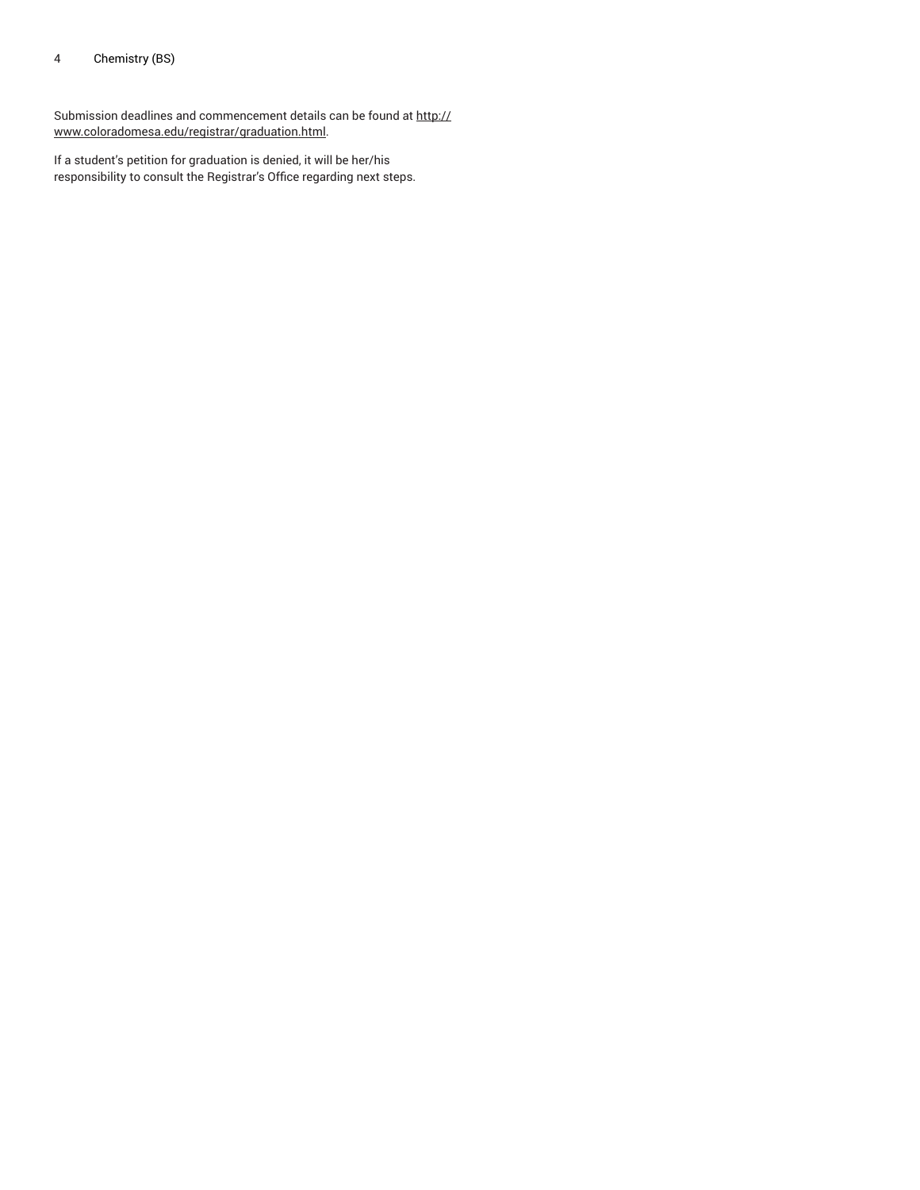Submission deadlines and commencement details can be found at http://www.coloradomesa.edu/registrar/graduation.html.

If a student's petition for graduation is denied, it will be her/his responsibility to consult the Registrar's Office regarding next steps.